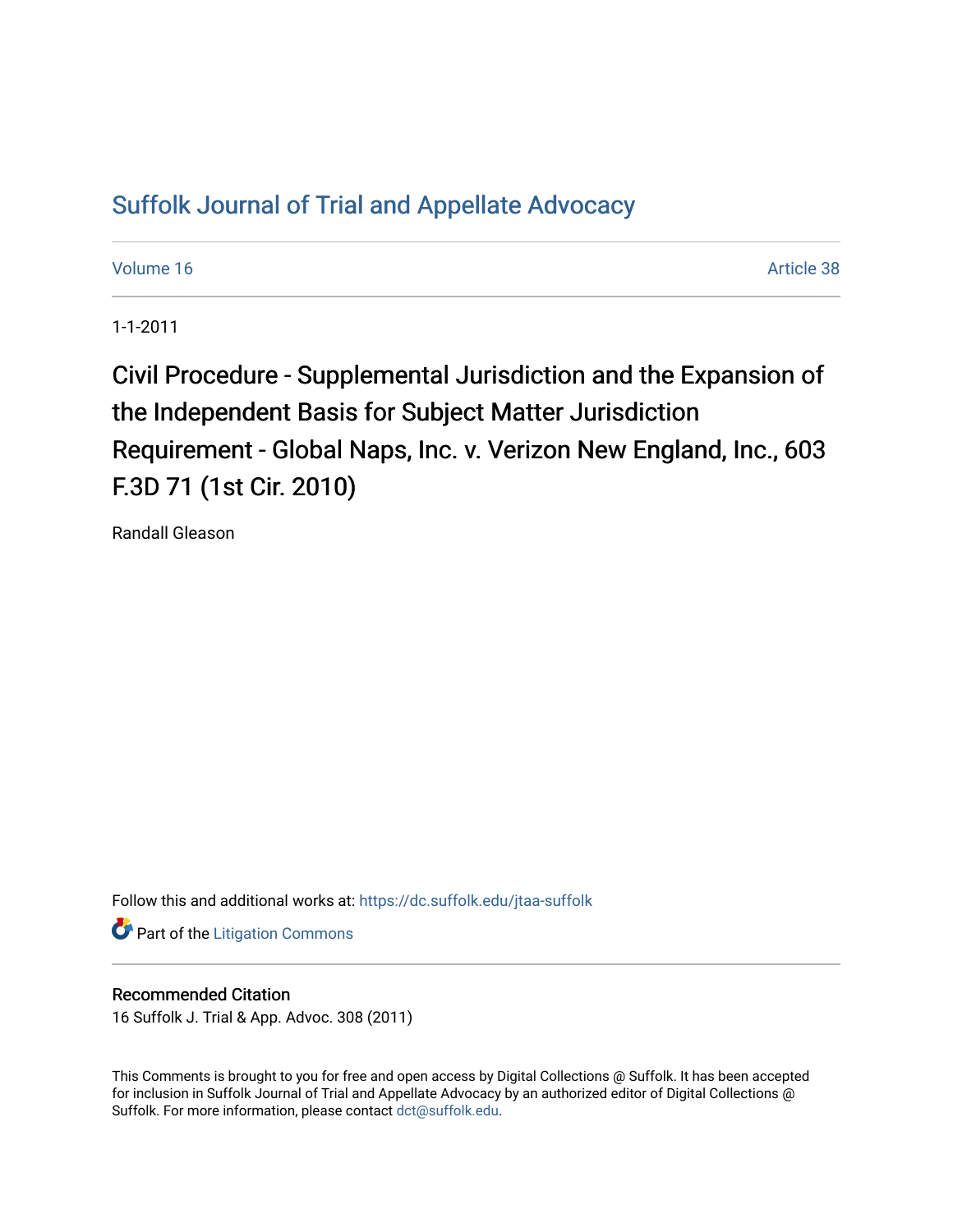# Suffolk Journal of Trial and Appellate Advocacy

Volume 16 | Article 38

1-1-2011

## Civil Procedure - Supplemental Jurisdiction and the Expansion of the Independent Basis for Subject Matter Jurisdiction Requirement - Global Naps, Inc. v. Verizon New England, Inc., 603 F.3D 71 (1st Cir. 2010)

Randall Gleason

Follow this and additional works at: https://dc.suffolk.edu/jtaa-suffolk

Part of the Litigation Commons

### Recommended Citation

16 Suffolk J. Trial & App. Advoc. 308 (2011)

This Comments is brought to you for free and open access by Digital Collections @ Suffolk. It has been accepted for inclusion in Suffolk Journal of Trial and Appellate Advocacy by an authorized editor of Digital Collections @ Suffolk. For more information, please contact dct@suffolk.edu.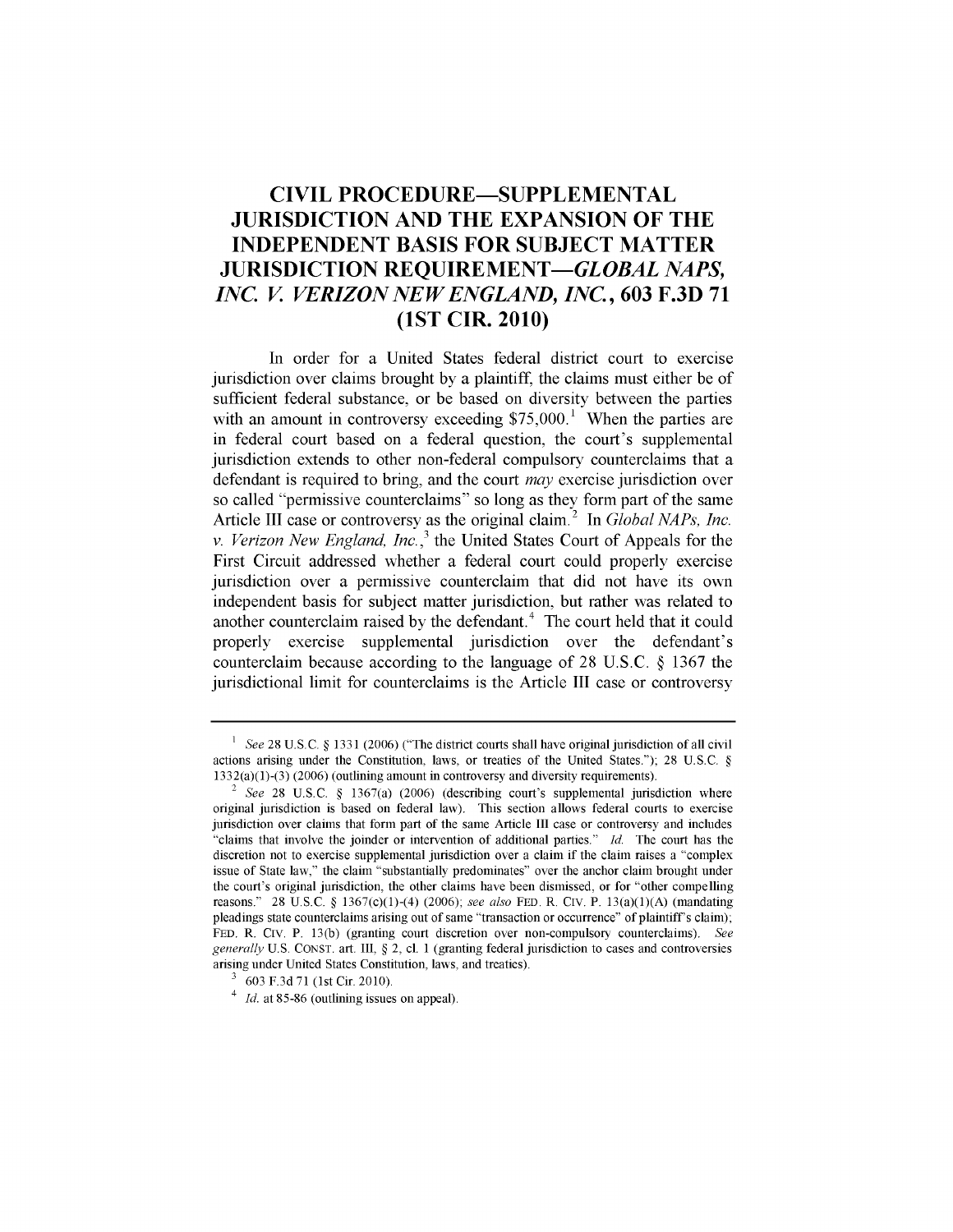# CIVIL PROCEDURE—SUPPLEMENTAL JURISDICTION AND THE EXPANSION OF THE INDEPENDENT BASIS FOR SUBJECT MATTER JURISDICTION REQUIREMENT—*GLOBAL NAPS, INC. V. VERIZON NEW ENGLAND, INC.*, 603 F.3D 71 (1ST CIR. 2010)

In order for a United States federal district court to exercise jurisdiction over claims brought by a plaintiff, the claims must either be of sufficient federal substance, or be based on diversity between the parties with an amount in controversy exceeding $75,000.[1] When the parties are in federal court based on a federal question, the court's supplemental jurisdiction extends to other non-federal compulsory counterclaims that a defendant is required to bring, and the court *may* exercise jurisdiction over so called "permissive counterclaims" so long as they form part of the same Article III case or controversy as the original claim.[2] In *Global NAPs, Inc. v. Verizon New England, Inc.*,[3] the United States Court of Appeals for the First Circuit addressed whether a federal court could properly exercise jurisdiction over a permissive counterclaim that did not have its own independent basis for subject matter jurisdiction, but rather was related to another counterclaim raised by the defendant.[4] The court held that it could properly exercise supplemental jurisdiction over the defendant's counterclaim because according to the language of 28 U.S.C. § 1367 the jurisdictional limit for counterclaims is the Article III case or controversy

---

[1] *See* 28 U.S.C. § 1331 (2006) ("The district courts shall have original jurisdiction of all civil actions arising under the Constitution, laws, or treaties of the United States."); 28 U.S.C. § 1332(a)(1)-(3) (2006) (outlining amount in controversy and diversity requirements).

[2] *See* 28 U.S.C. § 1367(a) (2006) (describing court's supplemental jurisdiction where original jurisdiction is based on federal law). This section allows federal courts to exercise jurisdiction over claims that form part of the same Article III case or controversy and includes "claims that involve the joinder or intervention of additional parties." *Id.* The court has the discretion not to exercise supplemental jurisdiction over a claim if the claim raises a "complex issue of State law," the claim "substantially predominates" over the anchor claim brought under the court's original jurisdiction, the other claims have been dismissed, or for "other compelling reasons." 28 U.S.C. § 1367(c)(1)-(4) (2006); *see also* FED. R. CIV. P. 13(a)(1)(A) (mandating pleadings state counterclaims arising out of same "transaction or occurrence" of plaintiff's claim); FED. R. CIV. P. 13(b) (granting court discretion over non-compulsory counterclaims). *See generally* U.S. CONST. art. III, § 2, cl. 1 (granting federal jurisdiction to cases and controversies arising under United States Constitution, laws, and treaties).

[3] 603 F.3d 71 (1st Cir. 2010).

[4] *Id.* at 85-86 (outlining issues on appeal).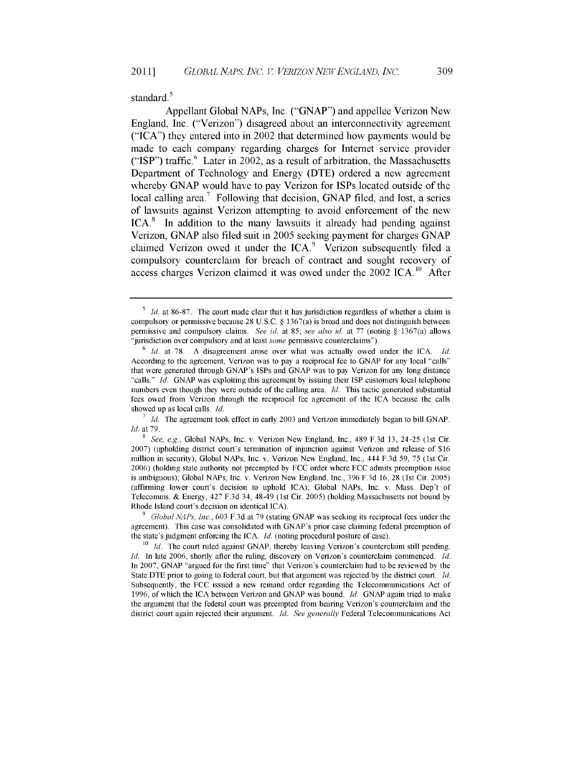standard.[5]

Appellant Global NAPs, Inc. ("GNAP") and appellee Verizon New England, Inc. ("Verizon") disagreed about an interconnectivity agreement ("ICA") they entered into in 2002 that determined how payments would be made to each company regarding charges for Internet service provider ("ISP") traffic.[6] Later in 2002, as a result of arbitration, the Massachusetts Department of Technology and Energy (DTE) ordered a new agreement whereby GNAP would have to pay Verizon for ISPs located outside of the local calling area.[7] Following that decision, GNAP filed, and lost, a series of lawsuits against Verizon attempting to avoid enforcement of the new ICA.[8] In addition to the many lawsuits it already had pending against Verizon, GNAP also filed suit in 2005 seeking payment for charges GNAP claimed Verizon owed it under the ICA.[9] Verizon subsequently filed a compulsory counterclaim for breach of contract and sought recovery of access charges Verizon claimed it was owed under the 2002 ICA.[10] After

---

[5] *Id.* at 86-87. The court made clear that it has jurisdiction regardless of whether a claim is compulsory or permissive because 28 U.S.C. § 1367(a) is broad and does not distinguish between permissive and compulsory claims. *See id.* at 85; *see also id.* at 77 (noting § 1367(a) allows "jurisdiction over compulsory and at least *some* permissive counterclaims").

[6] *Id.* at 78. A disagreement arose over what was actually owed under the ICA. *Id.* According to the agreement, Verizon was to pay a reciprocal fee to GNAP for any local "calls" that were generated through GNAP's ISPs and GNAP was to pay Verizon for any long distance "calls." *Id.* GNAP was exploiting this agreement by issuing their ISP customers local telephone numbers even though they were outside of the calling area. *Id.* This tactic generated substantial fees owed from Verizon through the reciprocal fee agreement of the ICA because the calls showed up as local calls. *Id.*

[7] *Id.* The agreement took effect in early 2003 and Verizon immediately began to bill GNAP. *Id.* at 79.

[8] *See, e.g.*, Global NAPs, Inc. v. Verizon New England, Inc., 489 F.3d 13, 24-25 (1st Cir. 2007) (upholding district court's termination of injunction against Verizon and release of $16 million in security); Global NAPs, Inc. v. Verizon New England, Inc., 444 F.3d 59, 75 (1st Cir. 2006) (holding state authority not preempted by FCC order where FCC admits preemption issue is ambiguous); Global NAPs, Inc. v. Verizon New England, Inc., 396 F.3d 16, 28 (1st Cir. 2005) (affirming lower court's decision to uphold ICA); Global NAPs, Inc. v. Mass. Dep't of Telecomms. & Energy, 427 F.3d 34, 48-49 (1st Cir. 2005) (holding Massachusetts not bound by Rhode Island court's decision on identical ICA).

[9] *Global NAPs, Inc.*, 603 F.3d at 79 (stating GNAP was seeking its reciprocal fees under the agreement). This case was consolidated with GNAP's prior case claiming federal preemption of the state's judgment enforcing the ICA. *Id.* (noting procedural posture of case).

[10] *Id.* The court ruled against GNAP, thereby leaving Verizon's counterclaim still pending. *Id.* In late 2006, shortly after the ruling, discovery on Verizon's counterclaim commenced. *Id.* In 2007, GNAP "argued for the first time" that Verizon's counterclaim had to be reviewed by the State DTE prior to going to federal court, but that argument was rejected by the district court. *Id.* Subsequently, the FCC issued a new remand order regarding the Telecommunications Act of 1996, of which the ICA between Verizon and GNAP was bound. *Id.* GNAP again tried to make the argument that the federal court was preempted from hearing Verizon's counterclaim and the district court again rejected their argument. *Id. See generally* Federal Telecommunications Act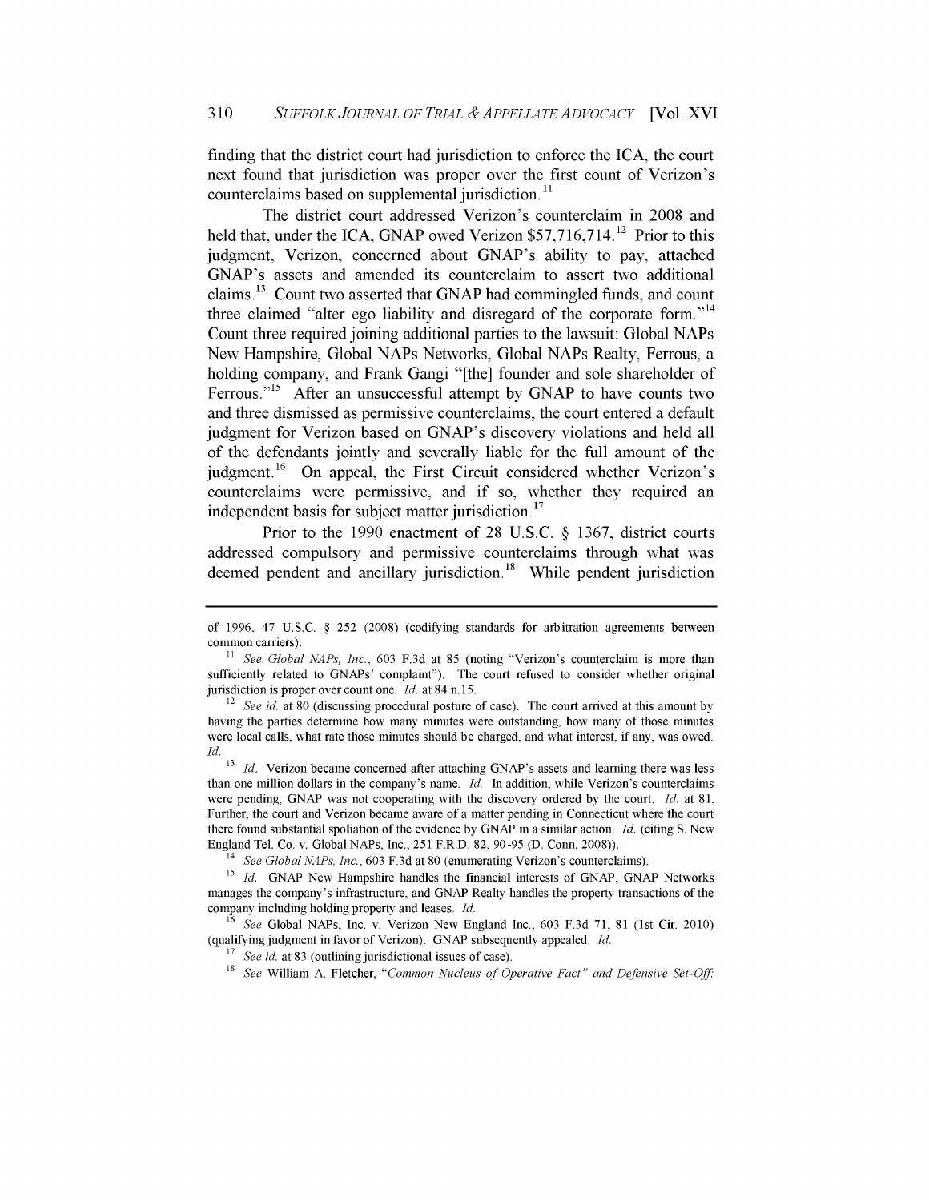finding that the district court had jurisdiction to enforce the ICA, the court next found that jurisdiction was proper over the first count of Verizon's counterclaims based on supplemental jurisdiction.[11]

The district court addressed Verizon's counterclaim in 2008 and held that, under the ICA, GNAP owed Verizon $57,716,714.[12] Prior to this judgment, Verizon, concerned about GNAP's ability to pay, attached GNAP's assets and amended its counterclaim to assert two additional claims.[13] Count two asserted that GNAP had commingled funds, and count three claimed "alter ego liability and disregard of the corporate form."[14] Count three required joining additional parties to the lawsuit: Global NAPs New Hampshire, Global NAPs Networks, Global NAPs Realty, Ferrous, a holding company, and Frank Gangi "[the] founder and sole shareholder of Ferrous."[15] After an unsuccessful attempt by GNAP to have counts two and three dismissed as permissive counterclaims, the court entered a default judgment for Verizon based on GNAP's discovery violations and held all of the defendants jointly and severally liable for the full amount of the judgment.[16] On appeal, the First Circuit considered whether Verizon's counterclaims were permissive, and if so, whether they required an independent basis for subject matter jurisdiction.[17]

Prior to the 1990 enactment of 28 U.S.C. § 1367, district courts addressed compulsory and permissive counterclaims through what was deemed pendent and ancillary jurisdiction.[18] While pendent jurisdiction

---

of 1996, 47 U.S.C. § 252 (2008) (codifying standards for arbitration agreements between common carriers).

[11] *See Global NAPs, Inc.*, 603 F.3d at 85 (noting "Verizon's counterclaim is more than sufficiently related to GNAPs' complaint"). The court refused to consider whether original jurisdiction is proper over count one. *Id.* at 84 n.15.

[12] *See id.* at 80 (discussing procedural posture of case). The court arrived at this amount by having the parties determine how many minutes were outstanding, how many of those minutes were local calls, what rate those minutes should be charged, and what interest, if any, was owed. *Id.*

[13] *Id.* Verizon became concerned after attaching GNAP's assets and learning there was less than one million dollars in the company's name. *Id.* In addition, while Verizon's counterclaims were pending, GNAP was not cooperating with the discovery ordered by the court. *Id.* at 81. Further, the court and Verizon became aware of a matter pending in Connecticut where the court there found substantial spoliation of the evidence by GNAP in a similar action. *Id.* (citing S. New England Tel. Co. v. Global NAPs, Inc., 251 F.R.D. 82, 90-95 (D. Conn. 2008)).

[14] *See Global NAPs, Inc.*, 603 F.3d at 80 (enumerating Verizon's counterclaims).

[15] *Id.* GNAP New Hampshire handles the financial interests of GNAP, GNAP Networks manages the company's infrastructure, and GNAP Realty handles the property transactions of the company including holding property and leases. *Id.*

[16] *See* Global NAPs, Inc. v. Verizon New England Inc., 603 F.3d 71, 81 (1st Cir. 2010) (qualifying judgment in favor of Verizon). GNAP subsequently appealed. *Id.*

[17] *See id.* at 83 (outlining jurisdictional issues of case).

[18] *See* William A. Fletcher, *"Common Nucleus of Operative Fact" and Defensive Set-Off:*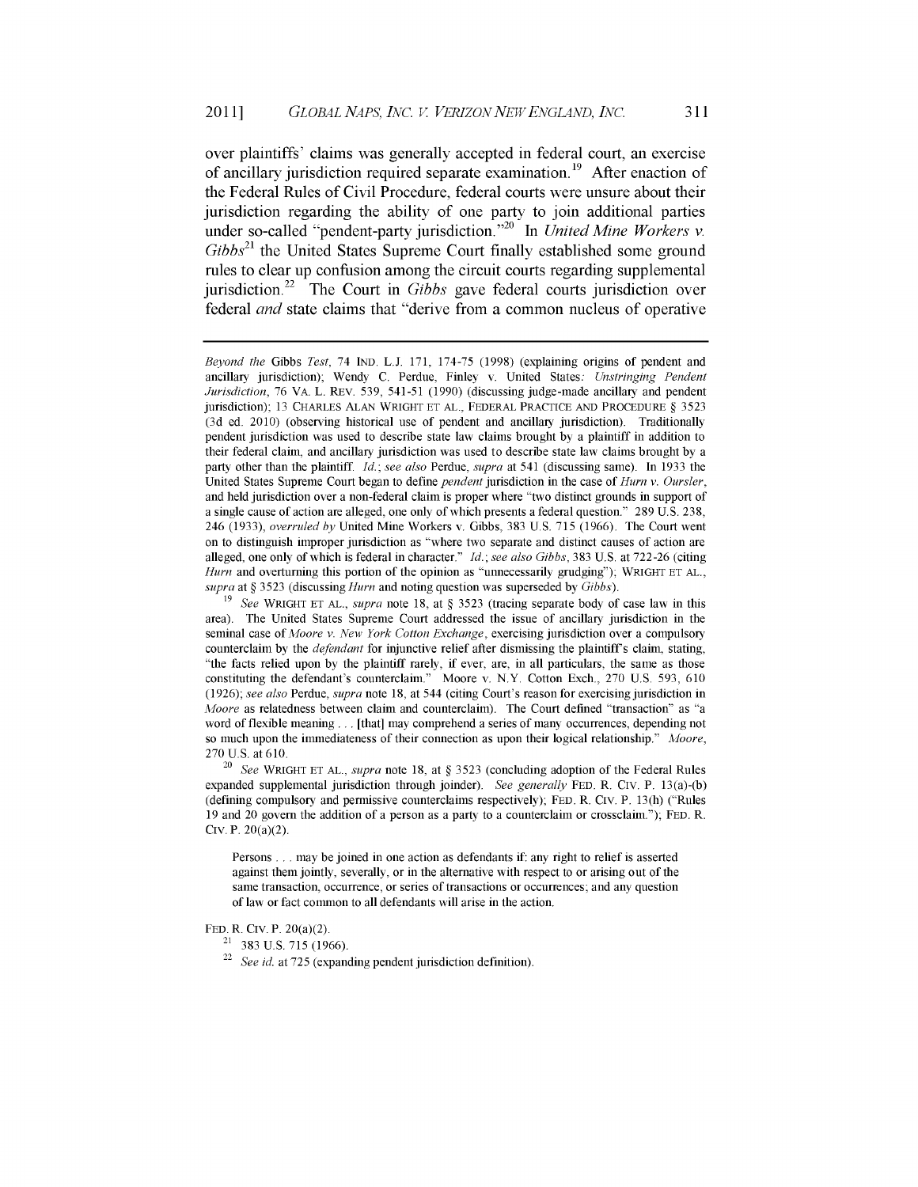over plaintiffs' claims was generally accepted in federal court, an exercise of ancillary jurisdiction required separate examination.[19] After enaction of the Federal Rules of Civil Procedure, federal courts were unsure about their jurisdiction regarding the ability of one party to join additional parties under so-called "pendent-party jurisdiction."[20] In *United Mine Workers v. Gibbs*[21] the United States Supreme Court finally established some ground rules to clear up confusion among the circuit courts regarding supplemental jurisdiction.[22] The Court in *Gibbs* gave federal courts jurisdiction over federal *and* state claims that "derive from a common nucleus of operative

---

*Beyond the* Gibbs *Test*, 74 IND. L.J. 171, 174-75 (1998) (explaining origins of pendent and ancillary jurisdiction); Wendy C. Perdue, Finley v. United States*: Unstringing Pendent Jurisdiction*, 76 VA. L. REV. 539, 541-51 (1990) (discussing judge-made ancillary and pendent jurisdiction); 13 CHARLES ALAN WRIGHT ET AL., FEDERAL PRACTICE AND PROCEDURE § 3523 (3d ed. 2010) (observing historical use of pendent and ancillary jurisdiction). Traditionally pendent jurisdiction was used to describe state law claims brought by a plaintiff in addition to their federal claim, and ancillary jurisdiction was used to describe state law claims brought by a party other than the plaintiff. *Id.*; *see also* Perdue, *supra* at 541 (discussing same). In 1933 the United States Supreme Court began to define *pendent* jurisdiction in the case of *Hurn v. Oursler*, and held jurisdiction over a non-federal claim is proper where "two distinct grounds in support of a single cause of action are alleged, one only of which presents a federal question." 289 U.S. 238, 246 (1933), *overruled by* United Mine Workers v. Gibbs, 383 U.S. 715 (1966). The Court went on to distinguish improper jurisdiction as "where two separate and distinct causes of action are alleged, one only of which is federal in character." *Id.*; *see also Gibbs*, 383 U.S. at 722-26 (citing *Hurn* and overturning this portion of the opinion as "unnecessarily grudging"); WRIGHT ET AL., *supra* at § 3523 (discussing *Hurn* and noting question was superseded by *Gibbs*).

[19] *See* WRIGHT ET AL., *supra* note 18, at § 3523 (tracing separate body of case law in this area). The United States Supreme Court addressed the issue of ancillary jurisdiction in the seminal case of *Moore v. New York Cotton Exchange*, exercising jurisdiction over a compulsory counterclaim by the *defendant* for injunctive relief after dismissing the plaintiff's claim, stating, "the facts relied upon by the plaintiff rarely, if ever, are, in all particulars, the same as those constituting the defendant's counterclaim." Moore v. N.Y. Cotton Exch., 270 U.S. 593, 610 (1926); *see also* Perdue, *supra* note 18, at 544 (citing Court's reason for exercising jurisdiction in *Moore* as relatedness between claim and counterclaim). The Court defined "transaction" as "a word of flexible meaning . . . [that] may comprehend a series of many occurrences, depending not so much upon the immediateness of their connection as upon their logical relationship." *Moore*, 270 U.S. at 610.

[20] *See* WRIGHT ET AL., *supra* note 18, at § 3523 (concluding adoption of the Federal Rules expanded supplemental jurisdiction through joinder). *See generally* FED. R. CIV. P. 13(a)-(b) (defining compulsory and permissive counterclaims respectively); FED. R. CIV. P. 13(h) ("Rules 19 and 20 govern the addition of a person as a party to a counterclaim or crossclaim."); FED. R. CIV. P. 20(a)(2).

> Persons . . . may be joined in one action as defendants if: any right to relief is asserted against them jointly, severally, or in the alternative with respect to or arising out of the same transaction, occurrence, or series of transactions or occurrences; and any question of law or fact common to all defendants will arise in the action.

FED. R. CIV. P. 20(a)(2).

[21] 383 U.S. 715 (1966).

[22] *See id.* at 725 (expanding pendent jurisdiction definition).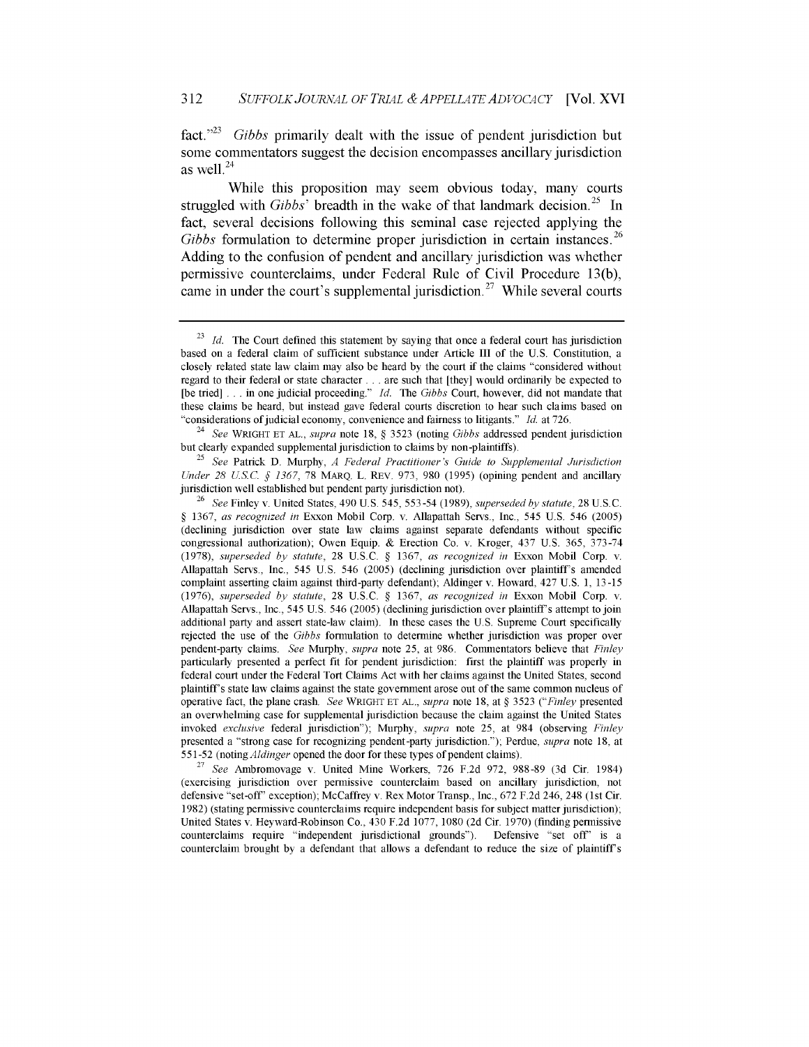fact."[23] *Gibbs* primarily dealt with the issue of pendent jurisdiction but some commentators suggest the decision encompasses ancillary jurisdiction as well.[24]

While this proposition may seem obvious today, many courts struggled with *Gibbs'* breadth in the wake of that landmark decision.[25] In fact, several decisions following this seminal case rejected applying the *Gibbs* formulation to determine proper jurisdiction in certain instances.[26] Adding to the confusion of pendent and ancillary jurisdiction was whether permissive counterclaims, under Federal Rule of Civil Procedure 13(b), came in under the court's supplemental jurisdiction.[27] While several courts

---

[23] *Id.* The Court defined this statement by saying that once a federal court has jurisdiction based on a federal claim of sufficient substance under Article III of the U.S. Constitution, a closely related state law claim may also be heard by the court if the claims "considered without regard to their federal or state character . . . are such that [they] would ordinarily be expected to [be tried] . . . in one judicial proceeding." *Id.* The *Gibbs* Court, however, did not mandate that these claims be heard, but instead gave federal courts discretion to hear such claims based on "considerations of judicial economy, convenience and fairness to litigants." *Id.* at 726.

[24] *See* WRIGHT ET AL., *supra* note 18, § 3523 (noting *Gibbs* addressed pendent jurisdiction but clearly expanded supplemental jurisdiction to claims by non-plaintiffs).

[25] *See* Patrick D. Murphy, *A Federal Practitioner's Guide to Supplemental Jurisdiction Under 28 U.S.C. § 1367*, 78 MARQ. L. REV. 973, 980 (1995) (opining pendent and ancillary jurisdiction well established but pendent party jurisdiction not).

[26] *See* Finley v. United States, 490 U.S. 545, 553-54 (1989), *superseded by statute*, 28 U.S.C. § 1367, *as recognized in* Exxon Mobil Corp. v. Allapattah Servs., Inc., 545 U.S. 546 (2005) (declining jurisdiction over state law claims against separate defendants without specific congressional authorization); Owen Equip. & Erection Co. v. Kroger, 437 U.S. 365, 373-74 (1978), *superseded by statute*, 28 U.S.C. § 1367, *as recognized in* Exxon Mobil Corp. v. Allapattah Servs., Inc., 545 U.S. 546 (2005) (declining jurisdiction over plaintiff's amended complaint asserting claim against third-party defendant); Aldinger v. Howard, 427 U.S. 1, 13-15 (1976), *superseded by statute*, 28 U.S.C. § 1367, *as recognized in* Exxon Mobil Corp. v. Allapattah Servs., Inc., 545 U.S. 546 (2005) (declining jurisdiction over plaintiff's attempt to join additional party and assert state-law claim). In these cases the U.S. Supreme Court specifically rejected the use of the *Gibbs* formulation to determine whether jurisdiction was proper over pendent-party claims. *See* Murphy, *supra* note 25, at 986. Commentators believe that *Finley* particularly presented a perfect fit for pendent jurisdiction: first the plaintiff was properly in federal court under the Federal Tort Claims Act with her claims against the United States, second plaintiff's state law claims against the state government arose out of the same common nucleus of operative fact, the plane crash. *See* WRIGHT ET AL., *supra* note 18, at § 3523 ("*Finley* presented an overwhelming case for supplemental jurisdiction because the claim against the United States invoked *exclusive* federal jurisdiction"); Murphy, *supra* note 25, at 984 (observing *Finley* presented a "strong case for recognizing pendent-party jurisdiction."); Perdue, *supra* note 18, at 551-52 (noting *Aldinger* opened the door for these types of pendent claims).

[27] *See* Ambromovage v. United Mine Workers, 726 F.2d 972, 988-89 (3d Cir. 1984) (exercising jurisdiction over permissive counterclaim based on ancillary jurisdiction, not defensive "set-off" exception); McCaffrey v. Rex Motor Transp., Inc., 672 F.2d 246, 248 (1st Cir. 1982) (stating permissive counterclaims require independent basis for subject matter jurisdiction); United States v. Heyward-Robinson Co., 430 F.2d 1077, 1080 (2d Cir. 1970) (finding permissive counterclaims require "independent jurisdictional grounds"). Defensive "set off" is a counterclaim brought by a defendant that allows a defendant to reduce the size of plaintiff's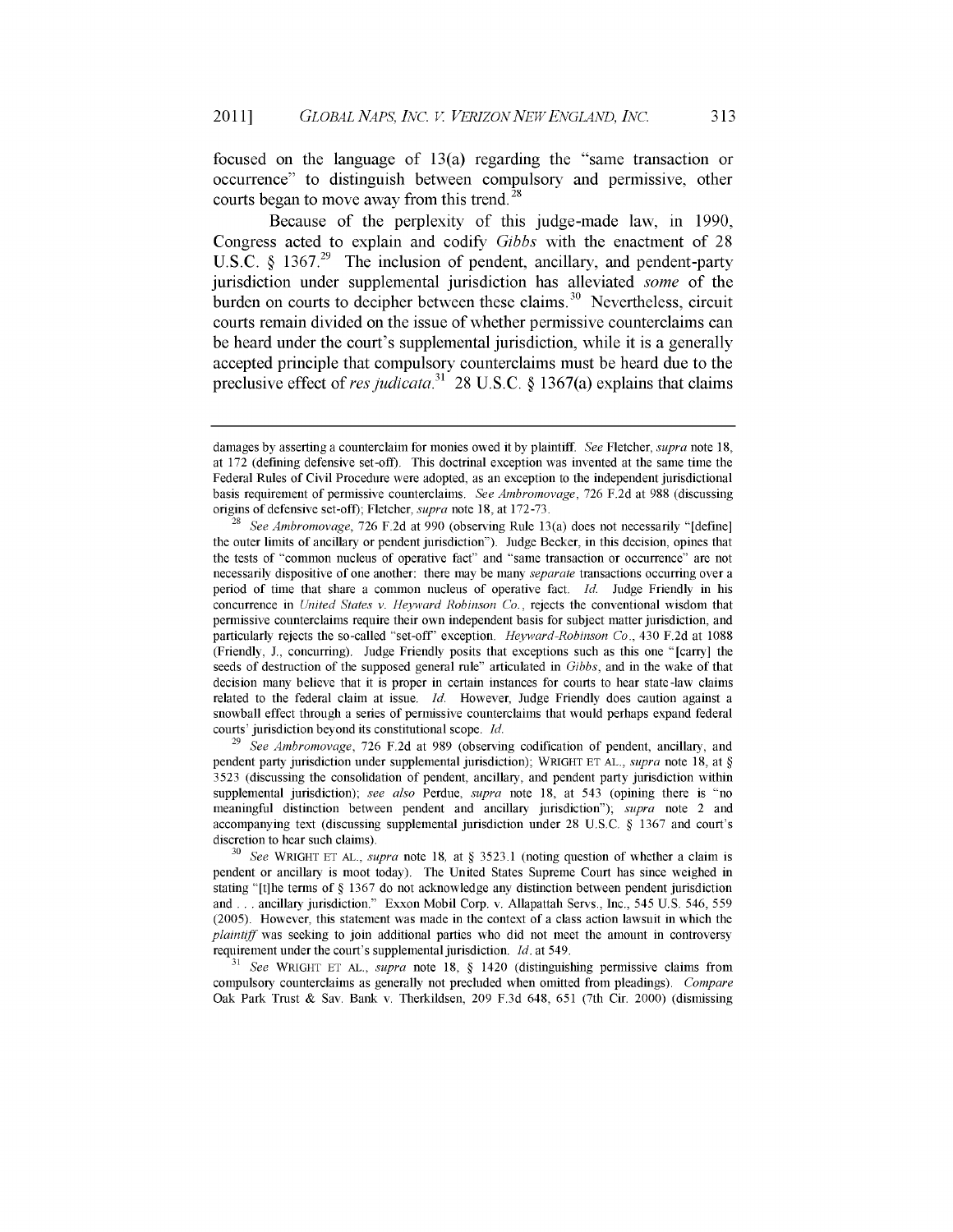focused on the language of 13(a) regarding the "same transaction or occurrence" to distinguish between compulsory and permissive, other courts began to move away from this trend.[28]

Because of the perplexity of this judge-made law, in 1990, Congress acted to explain and codify *Gibbs* with the enactment of 28 U.S.C. § 1367.[29] The inclusion of pendent, ancillary, and pendent-party jurisdiction under supplemental jurisdiction has alleviated *some* of the burden on courts to decipher between these claims.[30] Nevertheless, circuit courts remain divided on the issue of whether permissive counterclaims can be heard under the court's supplemental jurisdiction, while it is a generally accepted principle that compulsory counterclaims must be heard due to the preclusive effect of *res judicata*.[31] 28 U.S.C. § 1367(a) explains that claims

---

damages by asserting a counterclaim for monies owed it by plaintiff. *See* Fletcher, *supra* note 18, at 172 (defining defensive set-off). This doctrinal exception was invented at the same time the Federal Rules of Civil Procedure were adopted, as an exception to the independent jurisdictional basis requirement of permissive counterclaims. *See Ambromovage*, 726 F.2d at 988 (discussing origins of defensive set-off); Fletcher, *supra* note 18, at 172-73.

[28] *See Ambromovage*, 726 F.2d at 990 (observing Rule 13(a) does not necessarily "[define] the outer limits of ancillary or pendent jurisdiction"). Judge Becker, in this decision, opines that the tests of "common nucleus of operative fact" and "same transaction or occurrence" are not necessarily dispositive of one another: there may be many *separate* transactions occurring over a period of time that share a common nucleus of operative fact. *Id.* Judge Friendly in his concurrence in *United States v. Heyward Robinson Co.*, rejects the conventional wisdom that permissive counterclaims require their own independent basis for subject matter jurisdiction, and particularly rejects the so-called "set-off" exception. *Heyward-Robinson Co.*, 430 F.2d at 1088 (Friendly, J., concurring). Judge Friendly posits that exceptions such as this one "[carry] the seeds of destruction of the supposed general rule" articulated in *Gibbs*, and in the wake of that decision many believe that it is proper in certain instances for courts to hear state-law claims related to the federal claim at issue. *Id.* However, Judge Friendly does caution against a snowball effect through a series of permissive counterclaims that would perhaps expand federal courts' jurisdiction beyond its constitutional scope. *Id.*

[29] *See Ambromovage*, 726 F.2d at 989 (observing codification of pendent, ancillary, and pendent party jurisdiction under supplemental jurisdiction); WRIGHT ET AL., *supra* note 18, at § 3523 (discussing the consolidation of pendent, ancillary, and pendent party jurisdiction within supplemental jurisdiction); *see also* Perdue, *supra* note 18, at 543 (opining there is "no meaningful distinction between pendent and ancillary jurisdiction"); *supra* note 2 and accompanying text (discussing supplemental jurisdiction under 28 U.S.C. § 1367 and court's discretion to hear such claims).

[30] *See* WRIGHT ET AL., *supra* note 18, at § 3523.1 (noting question of whether a claim is pendent or ancillary is moot today). The United States Supreme Court has since weighed in stating "[t]he terms of § 1367 do not acknowledge any distinction between pendent jurisdiction and . . . ancillary jurisdiction." Exxon Mobil Corp. v. Allapattah Servs., Inc., 545 U.S. 546, 559 (2005). However, this statement was made in the context of a class action lawsuit in which the *plaintiff* was seeking to join additional parties who did not meet the amount in controversy requirement under the court's supplemental jurisdiction. *Id.* at 549.

[31] *See* WRIGHT ET AL., *supra* note 18, § 1420 (distinguishing permissive claims from compulsory counterclaims as generally not precluded when omitted from pleadings). *Compare* Oak Park Trust & Sav. Bank v. Therkildsen, 209 F.3d 648, 651 (7th Cir. 2000) (dismissing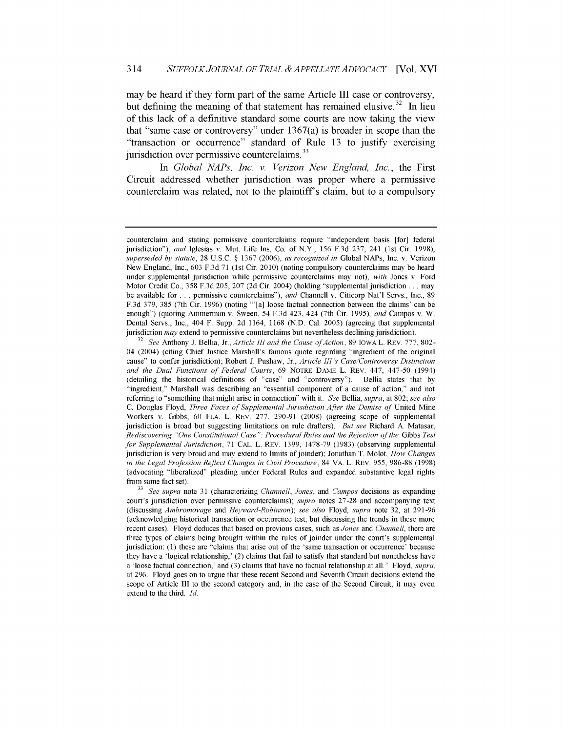may be heard if they form part of the same Article III case or controversy, but defining the meaning of that statement has remained elusive.[32] In lieu of this lack of a definitive standard some courts are now taking the view that "same case or controversy" under 1367(a) is broader in scope than the "transaction or occurrence" standard of Rule 13 to justify exercising jurisdiction over permissive counterclaims.[33]

In *Global NAPs, Inc. v. Verizon New England, Inc.*, the First Circuit addressed whether jurisdiction was proper where a permissive counterclaim was related, not to the plaintiff's claim, but to a compulsory

---

counterclaim and stating permissive counterclaims require "independent basis [for] federal jurisdiction"), *and* Iglesias v. Mut. Life Ins. Co. of N.Y., 156 F.3d 237, 241 (1st Cir. 1998), *superseded by statute*, 28 U.S.C. § 1367 (2006), *as recognized in* Global NAPs, Inc. v. Verizon New England, Inc., 603 F.3d 71 (1st Cir. 2010) (noting compulsory counterclaims may be heard under supplemental jurisdiction while permissive counterclaims may not), *with* Jones v. Ford Motor Credit Co., 358 F.3d 205, 207 (2d Cir. 2004) (holding "supplemental jurisdiction . . . may be available for . . . permissive counterclaims"), *and* Channell v. Citicorp Nat'l Servs., Inc., 89 F.3d 379, 385 (7th Cir. 1996) (noting "'[a] loose factual connection between the claims' can be enough") (quoting Ammerman v. Sween, 54 F.3d 423, 424 (7th Cir. 1995), *and* Campos v. W. Dental Servs., Inc., 404 F. Supp. 2d 1164, 1168 (N.D. Cal. 2005) (agreeing that supplemental jurisdiction *may* extend to permissive counterclaims but nevertheless declining jurisdiction).

[32] *See* Anthony J. Bellia, Jr., *Article III and the Cause of Action*, 89 IOWA L. REV. 777, 802-04 (2004) (citing Chief Justice Marshall's famous quote regarding "ingredient of the original cause" to confer jurisdiction); Robert J. Pushaw, Jr., *Article III's Case/Controversy Distinction and the Dual Functions of Federal Courts*, 69 NOTRE DAME L. REV. 447, 447-50 (1994) (detailing the historical definitions of "case" and "controversy"). Bellia states that by "ingredient," Marshall was describing an "essential component of a cause of action," and not referring to "something that might arise in connection" with it. *See* Bellia, *supra*, at 802; *see also* C. Douglas Floyd, *Three Faces of Supplemental Jurisdiction After the Demise of* United Mine Workers v. Gibbs, 60 FLA. L. REV. 277, 290-91 (2008) (agreeing scope of supplemental jurisdiction is broad but suggesting limitations on rule drafters). *But see* Richard A. Matasar, *Rediscovering "One Constitutional Case": Procedural Rules and the Rejection of the* Gibbs *Test for Supplemental Jurisdiction*, 71 CAL. L. REV. 1399, 1478-79 (1983) (observing supplemental jurisdiction is very broad and may extend to limits of joinder); Jonathan T. Molot, *How Changes in the Legal Profession Reflect Changes in Civil Procedure*, 84 VA. L. REV. 955, 986-88 (1998) (advocating "liberalized" pleading under Federal Rules and expanded substantive legal rights from same fact set).

[33] *See supra* note 31 (characterizing *Channell*, *Jones*, and *Campos* decisions as expanding court's jurisdiction over permissive counterclaims); *supra* notes 27-28 and accompanying text (discussing *Ambromovage* and *Heyward-Robinson*); *see also* Floyd, *supra* note 32, at 291-96 (acknowledging historical transaction or occurrence test, but discussing the trends in these more recent cases). Floyd deduces that based on previous cases, such as *Jones* and *Channell*, there are three types of claims being brought within the rules of joinder under the court's supplemental jurisdiction: (1) these are "claims that arise out of the 'same transaction or occurrence' because they have a 'logical relationship,' (2) claims that fail to satisfy that standard but nonetheless have a 'loose factual connection,' and (3) claims that have no factual relationship at all." Floyd, *supra*, at 296. Floyd goes on to argue that these recent Second and Seventh Circuit decisions extend the scope of Article III to the second category and, in the case of the Second Circuit, it may even extend to the third. *Id.*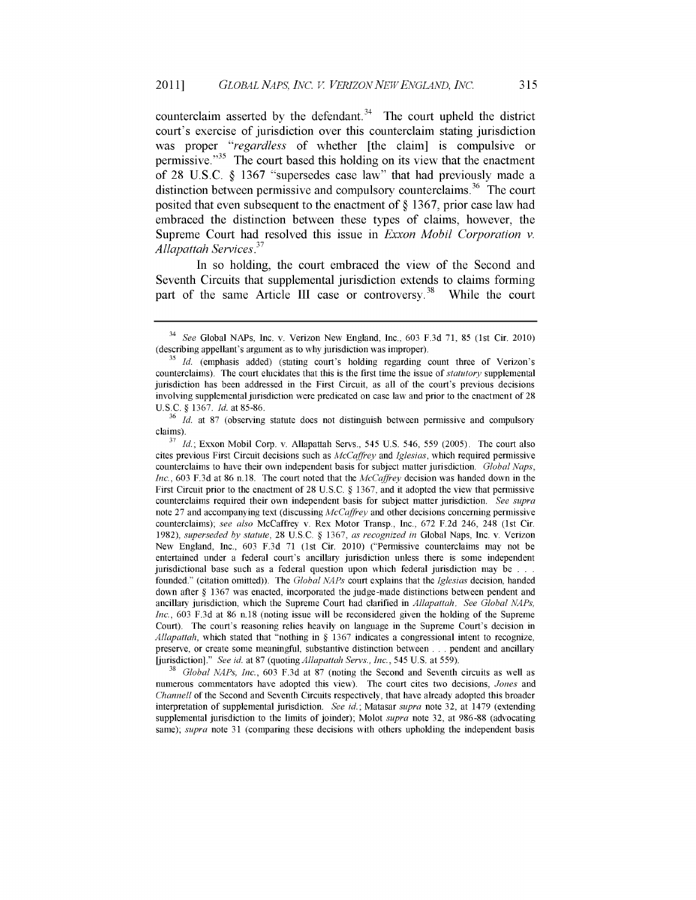counterclaim asserted by the defendant.[34] The court upheld the district court's exercise of jurisdiction over this counterclaim stating jurisdiction was proper "*regardless* of whether [the claim] is compulsive or permissive."[35] The court based this holding on its view that the enactment of 28 U.S.C. § 1367 "supersedes case law" that had previously made a distinction between permissive and compulsory counterclaims.[36] The court posited that even subsequent to the enactment of § 1367, prior case law had embraced the distinction between these types of claims, however, the Supreme Court had resolved this issue in *Exxon Mobil Corporation v. Allapattah Services*.[37]

In so holding, the court embraced the view of the Second and Seventh Circuits that supplemental jurisdiction extends to claims forming part of the same Article III case or controversy.[38] While the court

---

[34] *See* Global NAPs, Inc. v. Verizon New England, Inc., 603 F.3d 71, 85 (1st Cir. 2010) (describing appellant's argument as to why jurisdiction was improper).

[35] *Id.* (emphasis added) (stating court's holding regarding count three of Verizon's counterclaims). The court elucidates that this is the first time the issue of *statutory* supplemental jurisdiction has been addressed in the First Circuit, as all of the court's previous decisions involving supplemental jurisdiction were predicated on case law and prior to the enactment of 28 U.S.C. § 1367. *Id.* at 85-86.

[36] *Id.* at 87 (observing statute does not distinguish between permissive and compulsory claims).

[37] *Id.*; Exxon Mobil Corp. v. Allapattah Servs., 545 U.S. 546, 559 (2005). The court also cites previous First Circuit decisions such as *McCaffrey* and *Iglesias*, which required permissive counterclaims to have their own independent basis for subject matter jurisdiction. *Global Naps, Inc.*, 603 F.3d at 86 n.18. The court noted that the *McCaffrey* decision was handed down in the First Circuit prior to the enactment of 28 U.S.C. § 1367, and it adopted the view that permissive counterclaims required their own independent basis for subject matter jurisdiction. *See supra* note 27 and accompanying text (discussing *McCaffrey* and other decisions concerning permissive counterclaims); *see also* McCaffrey v. Rex Motor Transp., Inc., 672 F.2d 246, 248 (1st Cir. 1982), *superseded by statute*, 28 U.S.C. § 1367, *as recognized in* Global Naps, Inc. v. Verizon New England, Inc., 603 F.3d 71 (1st Cir. 2010) ("Permissive counterclaims may not be entertained under a federal court's ancillary jurisdiction unless there is some independent jurisdictional base such as a federal question upon which federal jurisdiction may be . . . founded." (citation omitted)). The *Global NAPs* court explains that the *Iglesias* decision, handed down after § 1367 was enacted, incorporated the judge-made distinctions between pendent and ancillary jurisdiction, which the Supreme Court had clarified in *Allapattah*. *See Global NAPs, Inc.*, 603 F.3d at 86 n.18 (noting issue will be reconsidered given the holding of the Supreme Court). The court's reasoning relies heavily on language in the Supreme Court's decision in *Allapattah*, which stated that "nothing in § 1367 indicates a congressional intent to recognize, preserve, or create some meaningful, substantive distinction between . . . pendent and ancillary [jurisdiction]." *See id.* at 87 (quoting *Allapattah Servs., Inc.*, 545 U.S. at 559).

[38] *Global NAPs, Inc.*, 603 F.3d at 87 (noting the Second and Seventh circuits as well as numerous commentators have adopted this view). The court cites two decisions, *Jones* and *Channell* of the Second and Seventh Circuits respectively, that have already adopted this broader interpretation of supplemental jurisdiction. *See id.*; Matasar *supra* note 32, at 1479 (extending supplemental jurisdiction to the limits of joinder); Molot *supra* note 32, at 986-88 (advocating same); *supra* note 31 (comparing these decisions with others upholding the independent basis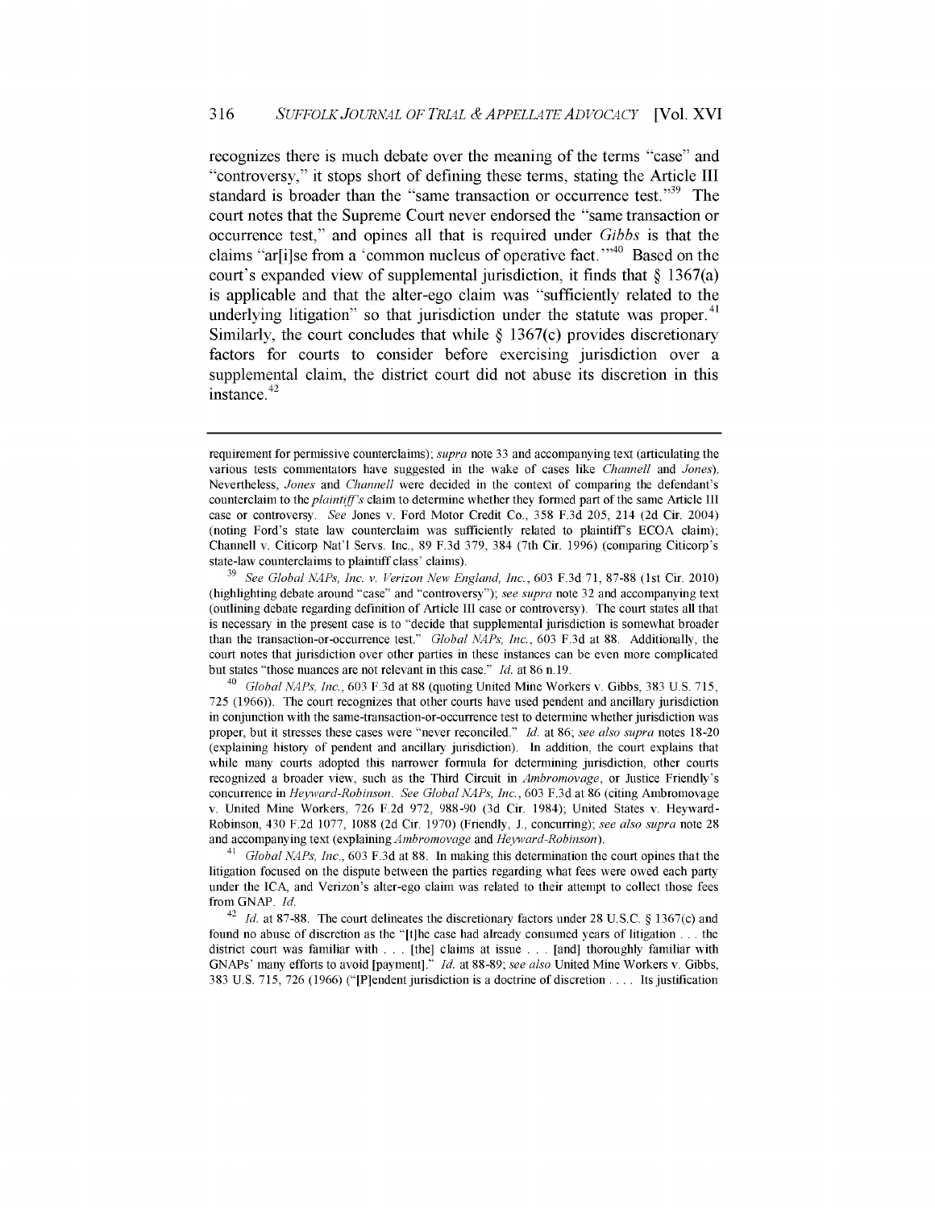recognizes there is much debate over the meaning of the terms "case" and "controversy," it stops short of defining these terms, stating the Article III standard is broader than the "same transaction or occurrence test."[39] The court notes that the Supreme Court never endorsed the "same transaction or occurrence test," and opines all that is required under *Gibbs* is that the claims "ar[i]se from a 'common nucleus of operative fact.'"[40] Based on the court's expanded view of supplemental jurisdiction, it finds that § 1367(a) is applicable and that the alter-ego claim was "sufficiently related to the underlying litigation" so that jurisdiction under the statute was proper.[41] Similarly, the court concludes that while § 1367(c) provides discretionary factors for courts to consider before exercising jurisdiction over a supplemental claim, the district court did not abuse its discretion in this instance.[42]

---

requirement for permissive counterclaims); *supra* note 33 and accompanying text (articulating the various tests commentators have suggested in the wake of cases like *Channell* and *Jones*). Nevertheless, *Jones* and *Channell* were decided in the context of comparing the defendant's counterclaim to the *plaintiff's* claim to determine whether they formed part of the same Article III case or controversy. *See* Jones v. Ford Motor Credit Co., 358 F.3d 205, 214 (2d Cir. 2004) (noting Ford's state law counterclaim was sufficiently related to plaintiff's ECOA claim); Channell v. Citicorp Nat'l Servs. Inc., 89 F.3d 379, 384 (7th Cir. 1996) (comparing Citicorp's state-law counterclaims to plaintiff class' claims).

[39] *See Global NAPs, Inc. v. Verizon New England, Inc.*, 603 F.3d 71, 87-88 (1st Cir. 2010) (highlighting debate around "case" and "controversy"); *see supra* note 32 and accompanying text (outlining debate regarding definition of Article III case or controversy). The court states all that is necessary in the present case is to "decide that supplemental jurisdiction is somewhat broader than the transaction-or-occurrence test." *Global NAPs, Inc.*, 603 F.3d at 88. Additionally, the court notes that jurisdiction over other parties in these instances can be even more complicated but states "those nuances are not relevant in this case." *Id.* at 86 n.19.

[40] *Global NAPs, Inc.*, 603 F.3d at 88 (quoting United Mine Workers v. Gibbs, 383 U.S. 715, 725 (1966)). The court recognizes that other courts have used pendent and ancillary jurisdiction in conjunction with the same-transaction-or-occurrence test to determine whether jurisdiction was proper, but it stresses these cases were "never reconciled." *Id.* at 86; *see also supra* notes 18-20 (explaining history of pendent and ancillary jurisdiction). In addition, the court explains that while many courts adopted this narrower formula for determining jurisdiction, other courts recognized a broader view, such as the Third Circuit in *Ambromovage*, or Justice Friendly's concurrence in *Heyward-Robinson*. *See Global NAPs, Inc.*, 603 F.3d at 86 (citing Ambromovage v. United Mine Workers, 726 F.2d 972, 988-90 (3d Cir. 1984); United States v. Heyward-Robinson, 430 F.2d 1077, 1088 (2d Cir. 1970) (Friendly, J., concurring); *see also supra* note 28 and accompanying text (explaining *Ambromovage* and *Heyward-Robinson*).

[41] *Global NAPs, Inc.*, 603 F.3d at 88. In making this determination the court opines that the litigation focused on the dispute between the parties regarding what fees were owed each party under the ICA, and Verizon's alter-ego claim was related to their attempt to collect those fees from GNAP. *Id.*

[42] *Id.* at 87-88. The court delineates the discretionary factors under 28 U.S.C. § 1367(c) and found no abuse of discretion as the "[t]he case had already consumed years of litigation . . . the district court was familiar with . . . [the] claims at issue . . . [and] thoroughly familiar with GNAPs' many efforts to avoid [payment]." *Id.* at 88-89; *see also* United Mine Workers v. Gibbs, 383 U.S. 715, 726 (1966) ("[P]endent jurisdiction is a doctrine of discretion . . . . Its justification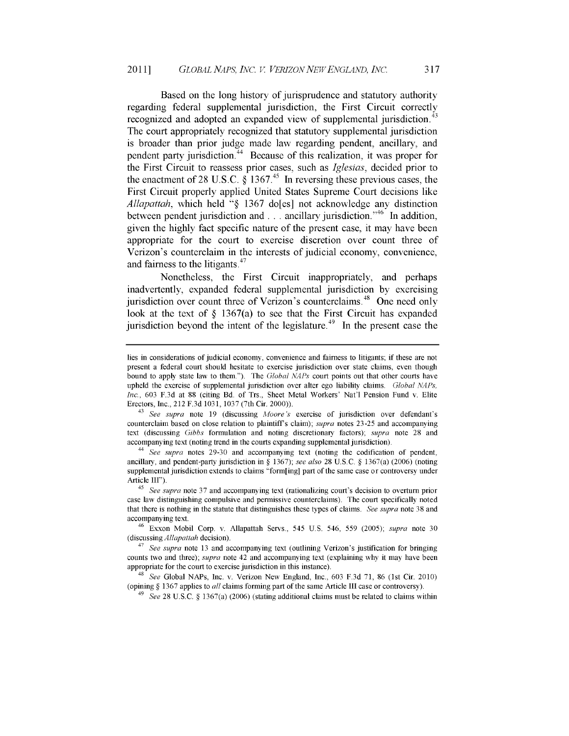Based on the long history of jurisprudence and statutory authority regarding federal supplemental jurisdiction, the First Circuit correctly recognized and adopted an expanded view of supplemental jurisdiction.[43] The court appropriately recognized that statutory supplemental jurisdiction is broader than prior judge made law regarding pendent, ancillary, and pendent party jurisdiction.[44] Because of this realization, it was proper for the First Circuit to reassess prior cases, such as *Iglesias*, decided prior to the enactment of 28 U.S.C. § 1367.[45] In reversing these previous cases, the First Circuit properly applied United States Supreme Court decisions like *Allapattah*, which held "§ 1367 do[es] not acknowledge any distinction between pendent jurisdiction and . . . ancillary jurisdiction."[46] In addition, given the highly fact specific nature of the present case, it may have been appropriate for the court to exercise discretion over count three of Verizon's counterclaim in the interests of judicial economy, convenience, and fairness to the litigants.[47]

Nonetheless, the First Circuit inappropriately, and perhaps inadvertently, expanded federal supplemental jurisdiction by exercising jurisdiction over count three of Verizon's counterclaims.[48] One need only look at the text of § 1367(a) to see that the First Circuit has expanded jurisdiction beyond the intent of the legislature.[49] In the present case the

---

lies in considerations of judicial economy, convenience and fairness to litigants; if these are not present a federal court should hesitate to exercise jurisdiction over state claims, even though bound to apply state law to them."). The *Global NAPs* court points out that other courts have upheld the exercise of supplemental jurisdiction over alter ego liability claims. *Global NAPs, Inc.*, 603 F.3d at 88 (citing Bd. of Trs., Sheet Metal Workers' Nat'l Pension Fund v. Elite Erectors, Inc., 212 F.3d 1031, 1037 (7th Cir. 2000)).

[43] *See supra* note 19 (discussing *Moore's* exercise of jurisdiction over defendant's counterclaim based on close relation to plaintiff's claim); *supra* notes 23-25 and accompanying text (discussing *Gibbs* formulation and noting discretionary factors); *supra* note 28 and accompanying text (noting trend in the courts expanding supplemental jurisdiction).

[44] *See supra* notes 29-30 and accompanying text (noting the codification of pendent, ancillary, and pendent-party jurisdiction in § 1367); *see also* 28 U.S.C. § 1367(a) (2006) (noting supplemental jurisdiction extends to claims "form[ing] part of the same case or controversy under Article III").

[45] *See supra* note 37 and accompanying text (rationalizing court's decision to overturn prior case law distinguishing compulsive and permissive counterclaims). The court specifically noted that there is nothing in the statute that distinguishes these types of claims. *See supra* note 38 and accompanying text.

[46] Exxon Mobil Corp. v. Allapattah Servs., 545 U.S. 546, 559 (2005); *supra* note 30 (discussing *Allapattah* decision).

[47] *See supra* note 13 and accompanying text (outlining Verizon's justification for bringing counts two and three); *supra* note 42 and accompanying text (explaining why it may have been appropriate for the court to exercise jurisdiction in this instance).

[48] *See* Global NAPs, Inc. v. Verizon New England, Inc., 603 F.3d 71, 86 (1st Cir. 2010) (opining § 1367 applies to *all* claims forming part of the same Article III case or controversy).

[49] *See* 28 U.S.C. § 1367(a) (2006) (stating additional claims must be related to claims within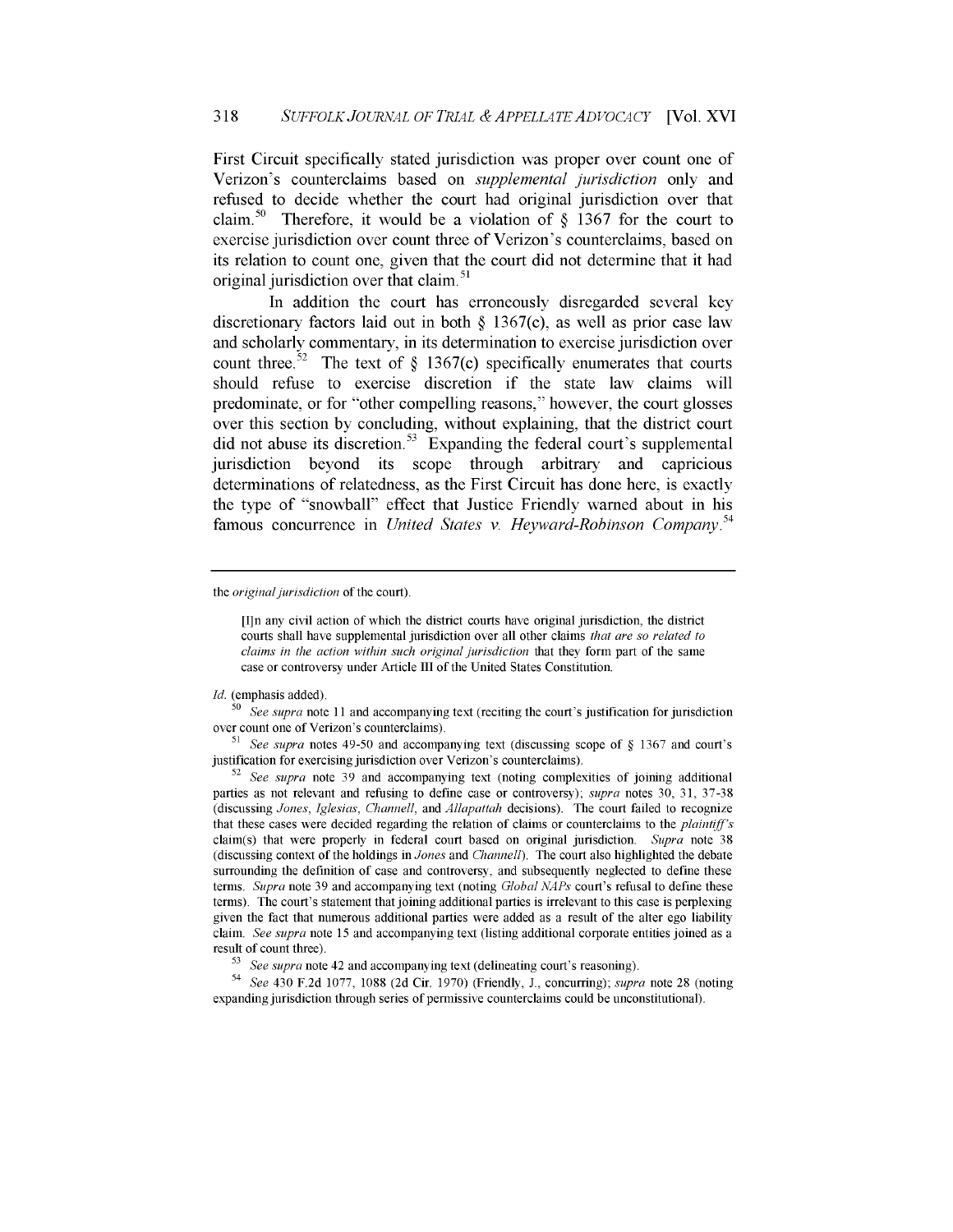First Circuit specifically stated jurisdiction was proper over count one of Verizon's counterclaims based on *supplemental jurisdiction* only and refused to decide whether the court had original jurisdiction over that claim.[50] Therefore, it would be a violation of § 1367 for the court to exercise jurisdiction over count three of Verizon's counterclaims, based on its relation to count one, given that the court did not determine that it had original jurisdiction over that claim.[51]

In addition the court has erroneously disregarded several key discretionary factors laid out in both § 1367(c), as well as prior case law and scholarly commentary, in its determination to exercise jurisdiction over count three.[52] The text of § 1367(c) specifically enumerates that courts should refuse to exercise discretion if the state law claims will predominate, or for "other compelling reasons," however, the court glosses over this section by concluding, without explaining, that the district court did not abuse its discretion.[53] Expanding the federal court's supplemental jurisdiction beyond its scope through arbitrary and capricious determinations of relatedness, as the First Circuit has done here, is exactly the type of "snowball" effect that Justice Friendly warned about in his famous concurrence in *United States v. Heyward-Robinson Company*.[54]

---

the *original jurisdiction* of the court).

> [I]n any civil action of which the district courts have original jurisdiction, the district courts shall have supplemental jurisdiction over all other claims *that are so related to claims in the action within such original jurisdiction* that they form part of the same case or controversy under Article III of the United States Constitution.

*Id.* (emphasis added).

[50] *See supra* note 11 and accompanying text (reciting the court's justification for jurisdiction over count one of Verizon's counterclaims).

[51] *See supra* notes 49-50 and accompanying text (discussing scope of § 1367 and court's justification for exercising jurisdiction over Verizon's counterclaims).

[52] *See supra* note 39 and accompanying text (noting complexities of joining additional parties as not relevant and refusing to define case or controversy); *supra* notes 30, 31, 37-38 (discussing *Jones*, *Iglesias*, *Channell*, and *Allapattah* decisions). The court failed to recognize that these cases were decided regarding the relation of claims or counterclaims to the *plaintiff's* claim(s) that were properly in federal court based on original jurisdiction. *Supra* note 38 (discussing context of the holdings in *Jones* and *Channell*). The court also highlighted the debate surrounding the definition of case and controversy, and subsequently neglected to define these terms. *Supra* note 39 and accompanying text (noting *Global NAPs* court's refusal to define these terms). The court's statement that joining additional parties is irrelevant to this case is perplexing given the fact that numerous additional parties were added as a result of the alter ego liability claim. *See supra* note 15 and accompanying text (listing additional corporate entities joined as a result of count three).

[53] *See supra* note 42 and accompanying text (delineating court's reasoning).

[54] *See* 430 F.2d 1077, 1088 (2d Cir. 1970) (Friendly, J., concurring); *supra* note 28 (noting expanding jurisdiction through series of permissive counterclaims could be unconstitutional).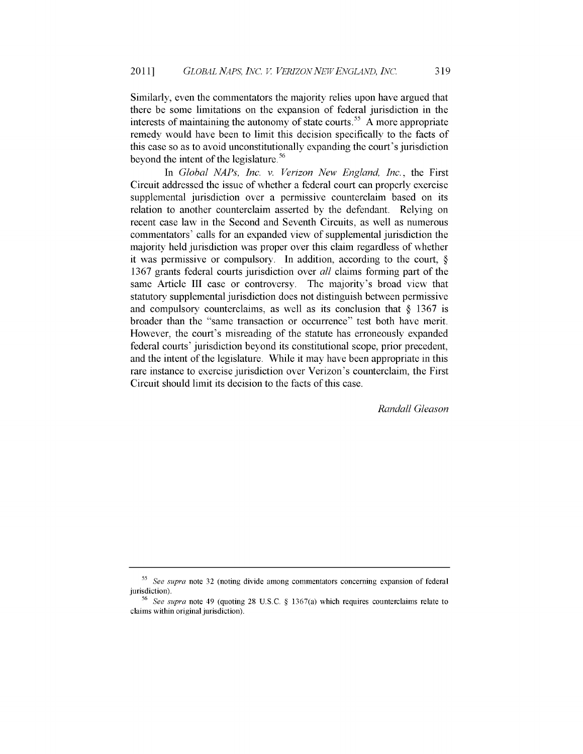Similarly, even the commentators the majority relies upon have argued that there be some limitations on the expansion of federal jurisdiction in the interests of maintaining the autonomy of state courts.[55] A more appropriate remedy would have been to limit this decision specifically to the facts of this case so as to avoid unconstitutionally expanding the court's jurisdiction beyond the intent of the legislature.[56]

In *Global NAPs, Inc. v. Verizon New England, Inc.*, the First Circuit addressed the issue of whether a federal court can properly exercise supplemental jurisdiction over a permissive counterclaim based on its relation to another counterclaim asserted by the defendant. Relying on recent case law in the Second and Seventh Circuits, as well as numerous commentators' calls for an expanded view of supplemental jurisdiction the majority held jurisdiction was proper over this claim regardless of whether it was permissive or compulsory. In addition, according to the court, § 1367 grants federal courts jurisdiction over *all* claims forming part of the same Article III case or controversy. The majority's broad view that statutory supplemental jurisdiction does not distinguish between permissive and compulsory counterclaims, as well as its conclusion that § 1367 is broader than the "same transaction or occurrence" test both have merit. However, the court's misreading of the statute has erroneously expanded federal courts' jurisdiction beyond its constitutional scope, prior precedent, and the intent of the legislature. While it may have been appropriate in this rare instance to exercise jurisdiction over Verizon's counterclaim, the First Circuit should limit its decision to the facts of this case.

*Randall Gleason*

---

[55] *See supra* note 32 (noting divide among commentators concerning expansion of federal jurisdiction).

[56] *See supra* note 49 (quoting 28 U.S.C. § 1367(a) which requires counterclaims relate to claims within original jurisdiction).